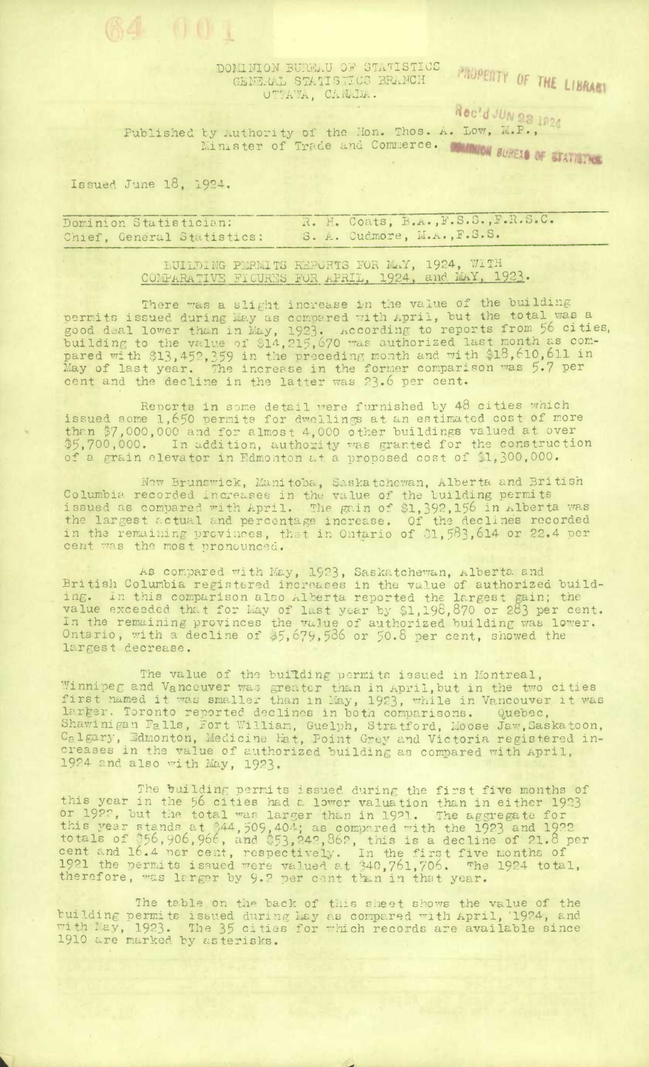DOMINION BUREAU OF STATISTICS
GENERAL STATISTICS BRANCH
OTTAWA, CANADA.

Published by Authority of the Hon. Thos. A. Low, M.P.,
Minister of Trade and Commerce.

Issued June 18, 1924.

| | |
|---|---|
| Dominion Statistician: | R. H. Coats, B.A., F.S.S., F.R.S.C. |
| Chief, General Statistics: | S. A. Cudmore, M.A., F.S.S. |

## BUILDING PERMITS REPORTS FOR MAY, 1924, WITH COMPARATIVE FIGURES FOR APRIL, 1924, and MAY, 1923.

There was a slight increase in the value of the building permits issued during May as compared with April, but the total was a good deal lower than in May, 1923. According to reports from 56 cities, building to the value of $14,215,670 was authorized last month as compared with $13,452,359 in the preceding month and with $18,610,611 in May of last year. The increase in the former comparison was 5.7 per cent and the decline in the latter was 23.6 per cent.

Reports in some detail were furnished by 48 cities which issued some 1,650 permits for dwellings at an estimated cost of more than $7,000,000 and for almost 4,000 other buildings valued at over $5,700,000. In addition, authority was granted for the construction of a grain elevator in Edmonton at a proposed cost of $1,300,000.

New Brunswick, Manitoba, Saskatchewan, Alberta and British Columbia recorded increases in the value of the building permits issued as compared with April. The gain of $1,392,156 in Alberta was the largest actual and percentage increase. Of the declines recorded in the remaining provinces, that in Ontario of $1,583,614 or 22.4 per cent was the most pronounced.

As compared with May, 1923, Saskatchewan, Alberta and British Columbia registered increases in the value of authorized building. In this comparison also Alberta reported the largest gain; the value exceeded that for May of last year by $1,198,870 or 283 per cent. In the remaining provinces the value of authorized building was lower. Ontario, with a decline of $5,679,586 or 50.8 per cent, showed the largest decrease.

The value of the building permits issued in Montreal, Winnipeg and Vancouver was greater than in April, but in the two cities first named it was smaller than in May, 1923, while in Vancouver it was larger. Toronto reported declines in both comparisons. Quebec, Shawinigan Falls, Fort William, Guelph, Stratford, Moose Jaw, Saskatoon, Calgary, Edmonton, Medicine Hat, Point Grey and Victoria registered increases in the value of authorized building as compared with April, 1924 and also with May, 1923.

The building permits issued during the first five months of this year in the 56 cities had a lower valuation than in either 1923 or 1922, but the total was larger than in 1921. The aggregate for this year stands at $44,509,404; as compared with the 1923 and 1922 totals of $56,906,966, and $53,242,862, this is a decline of 21.8 per cent and 16.4 per cent, respectively. In the first five months of 1921 the permits issued were valued at $40,761,706. The 1924 total, therefore, was larger by 9.2 per cent than in that year.

The table on the back of this sheet shows the value of the building permits issued during May as compared with April, 1924, and with May, 1923. The 35 cities for which records are available since 1910 are marked by asterisks.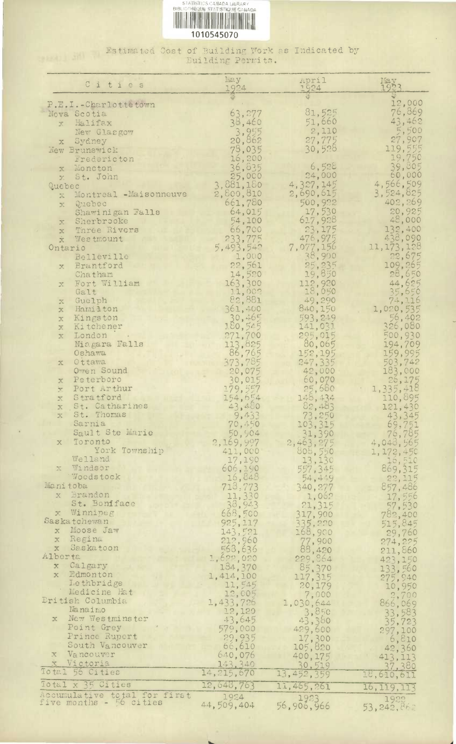Estimated Cost of Building Work as Indicated by Building Permits.

| Cities | May 1924 | April 1924 | May 1923 |
|---|---|---|---|
| | $ | $ | $ |
| P.E.I.-Charlottetown | | | 12,000 |
| Nova Scotia | 63,277 | 81,525 | 76,869 |
| x Halifax | 38,460 | 51,660 | 43,462 |
| New Glasgow | 3,955 | 2,110 | 5,500 |
| x Sydney | 20,862 | 27,775 | 27,907 |
| New Brunswick | 78,035 | 30,528 | 119,555 |
| Fredericton | 16,200 | | 19,750 |
| x Moncton | 36,835 | 6,528 | 39,805 |
| x St. John | 25,000 | 24,000 | 60,000 |
| Quebec | 3,881,180 | 4,327,145 | 4,566,509 |
| x Montreal -Maisonneuve | 2,800,810 | 2,690,615 | 3,524,825 |
| x Quebec | 661,780 | 500,922 | 402,269 |
| Shawinigan Falls | 64,015 | 17,530 | 20,925 |
| x Sherbrooke | 54,100 | 617,928 | 48,000 |
| x Three Rivers | 66,700 | 23,175 | 132,400 |
| x Westmount | 233,775 | 476,975 | 438,090 |
| Ontario | 5,493,542 | 7,077,156 | 11,173,128 |
| Belleville | 1,000 | 38,900 | 22,675 |
| x Brantford | 22,561 | 25,235 | 109,265 |
| Chatham | 14,520 | 19,850 | 28,650 |
| x Fort William | 163,300 | 112,920 | 44,625 |
| Galt | 11,002 | 18,050 | 35,650 |
| x Guelph | 82,881 | 49,290 | 74,116 |
| x Hamilton | 361,400 | 840,150 | 1,020,535 |
| x Kingston | 30,465 | 593,249 | 56,402 |
| x Kitchener | 180,545 | 141,031 | 326,080 |
| x London | 271,700 | 295,015 | 500,930 |
| Niagara Falls | 113,825 | 80,065 | 194,709 |
| Oshawa | 86,765 | 152,195 | 159,995 |
| x Ottawa | 373,785 | 247,335 | 503,742 |
| Owen Sound | 20,075 | 42,000 | 183,000 |
| x Peterboro | 30,015 | 60,070 | 26,175 |
| x Port Arthur | 179,557 | 25,680 | 1,335,418 |
| x Stratford | 154,654 | 148,434 | 110,895 |
| x St. Catharines | 43,480 | 82,483 | 121,430 |
| x St. Thomas | 9,433 | 73,250 | 43,345 |
| Sarnia | 70,450 | 103,315 | 69,751 |
| Sault Ste Marie | 50,904 | 31,390 | 76,785 |
| x Toronto | 2,169,997 | 2,463,275 | 4,048,565 |
| York Township | 411,000 | 805,550 | 1,172,450 |
| Welland | 17,190 | 13,130 | 16,510 |
| x Windsor | 606,190 | 557,345 | 869,315 |
| Woodstock | 16,848 | 54,449 | 22,115 |
| Manitoba | 718,773 | 340,277 | 857,486 |
| x Brandon | 11,330 | 1,062 | 17,556 |
| St. Boniface | 38,943 | 21,315 | 57,530 |
| x Winnipeg | 668,500 | 317,900 | 782,400 |
| Saskatchewan | 925,117 | 335,220 | 515,845 |
| x Moose Jaw | 143,521 | 168,900 | 29,760 |
| x Regina | 212,960 | 77,900 | 274,225 |
| x Saskatoon | 568,636 | 88,420 | 211,860 |
| Alberta | 1,622,020 | 229,864 | 423,150 |
| x Calgary | 184,370 | 85,370 | 133,560 |
| x Edmonton | 1,414,100 | 117,315 | 275,940 |
| Lethbridge | 11,545 | 20,179 | 10,950 |
| Medicine Hat | 12,005 | 7,000 | 2,700 |
| British Columbia | 1,433,726 | 1,030,644 | 866,069 |
| Nanaimo | 12,120 | 3,850 | 33,583 |
| x New Westminster | 43,645 | 43,380 | 35,723 |
| Point Grey | 579,000 | 429,600 | 297,100 |
| Prince Rupert | 29,935 | 17,300 | 6,810 |
| South Vancouver | 66,610 | 105,820 | 42,360 |
| x Vancouver | 640,076 | 400,175 | 413,113 |
| x Victoria | 143,340 | 30,519 | 37,380 |
| Total 56 Cities | 14,215,670 | 13,452,359 | 18,610,611 |
| Total x 35 Cities | 12,648,763 | 11,465,261 | 16,119,113 |
| Accumulative total for first five months - 56 cities | 1924 44,509,404 | 1923 56,906,966 | 1922 53,242,862 |